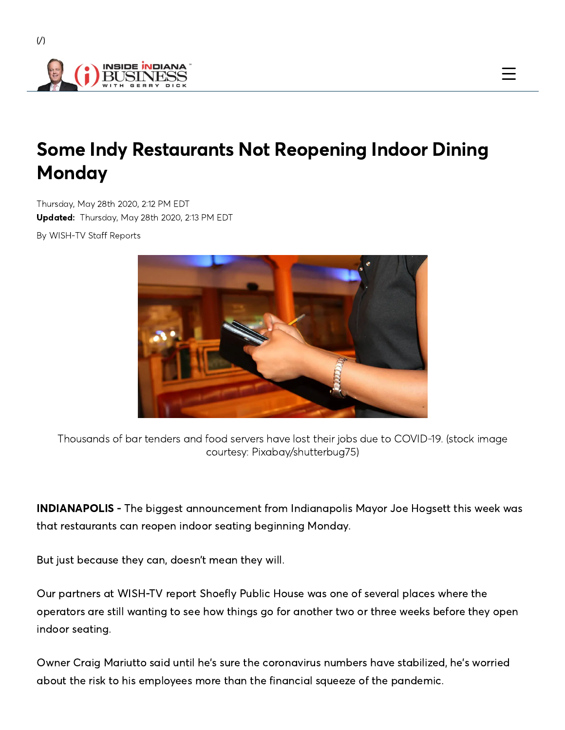# Some Indy Restaurants Not Reopening Indoor Dining Monday

Thursday, May 28th 2020, 2:12 PM EDT
**Updated:** Thursday, May 28th 2020, 2:13 PM EDT

By WISH-TV Staff Reports

Thousands of bar tenders and food servers have lost their jobs due to COVID-19. (stock image courtesy: Pixabay/shutterbug75)

**INDIANAPOLIS -** The biggest announcement from Indianapolis Mayor Joe Hogsett this week was that restaurants can reopen indoor seating beginning Monday.

But just because they can, doesn't mean they will.

Our partners at WISH-TV report Shoefly Public House was one of several places where the operators are still wanting to see how things go for another two or three weeks before they open indoor seating.

Owner Craig Mariutto said until he's sure the coronavirus numbers have stabilized, he's worried about the risk to his employees more than the financial squeeze of the pandemic.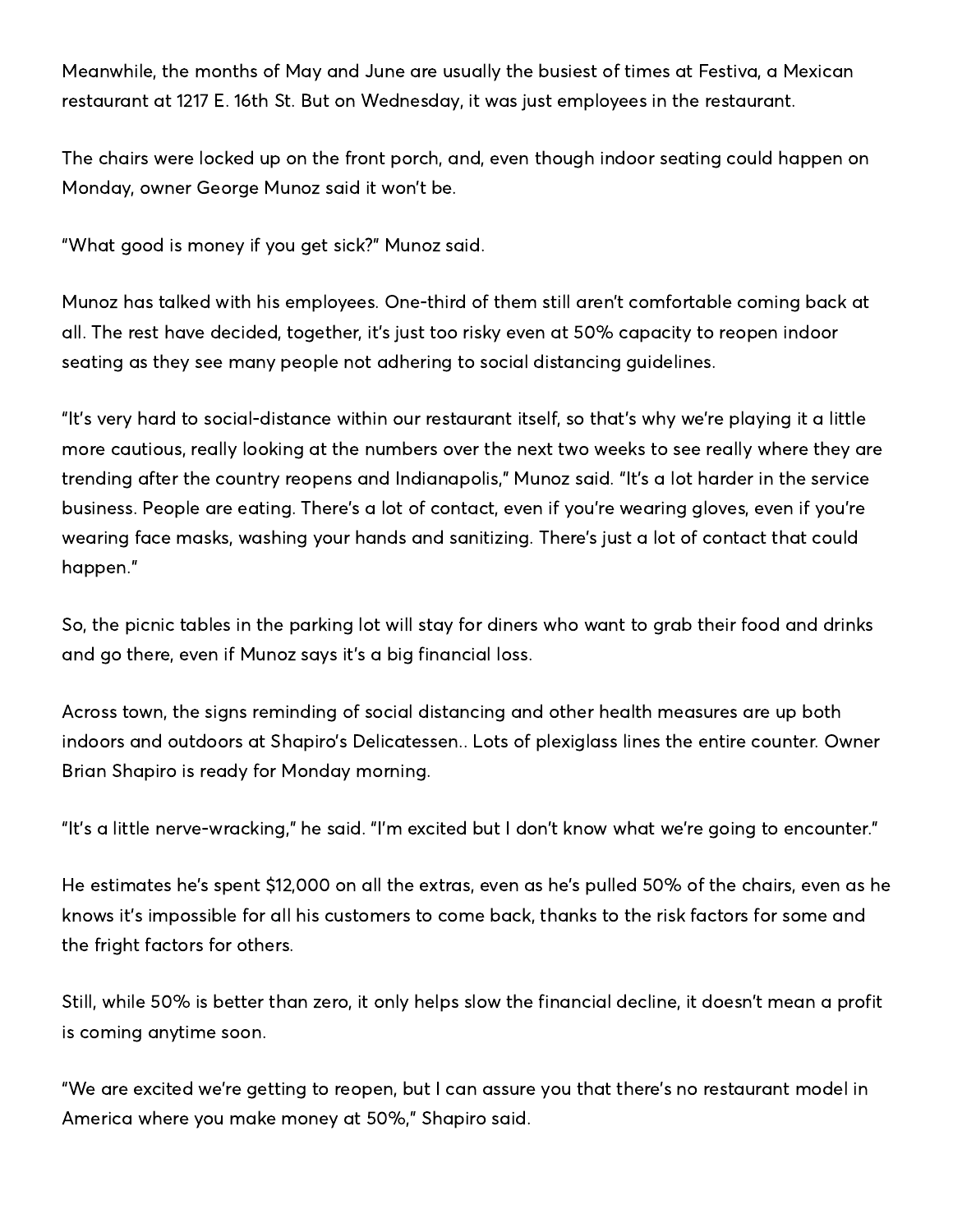Meanwhile, the months of May and June are usually the busiest of times at Festiva, a Mexican restaurant at 1217 E. 16th St. But on Wednesday, it was just employees in the restaurant.

The chairs were locked up on the front porch, and, even though indoor seating could happen on Monday, owner George Munoz said it won't be.

"What good is money if you get sick?" Munoz said.

Munoz has talked with his employees. One-third of them still aren't comfortable coming back at all. The rest have decided, together, it's just too risky even at 50% capacity to reopen indoor seating as they see many people not adhering to social distancing guidelines.

"It's very hard to social-distance within our restaurant itself, so that's why we're playing it a little more cautious, really looking at the numbers over the next two weeks to see really where they are trending after the country reopens and Indianapolis," Munoz said. "It's a lot harder in the service business. People are eating. There's a lot of contact, even if you're wearing gloves, even if you're wearing face masks, washing your hands and sanitizing. There's just a lot of contact that could happen."

So, the picnic tables in the parking lot will stay for diners who want to grab their food and drinks and go there, even if Munoz says it's a big financial loss.

Across town, the signs reminding of social distancing and other health measures are up both indoors and outdoors at Shapiro's Delicatessen.. Lots of plexiglass lines the entire counter. Owner Brian Shapiro is ready for Monday morning.

"It's a little nerve-wracking," he said. "I'm excited but I don't know what we're going to encounter."

He estimates he's spent $12,000 on all the extras, even as he's pulled 50% of the chairs, even as he knows it's impossible for all his customers to come back, thanks to the risk factors for some and the fright factors for others.

Still, while 50% is better than zero, it only helps slow the financial decline, it doesn't mean a profit is coming anytime soon.

"We are excited we're getting to reopen, but I can assure you that there's no restaurant model in America where you make money at 50%," Shapiro said.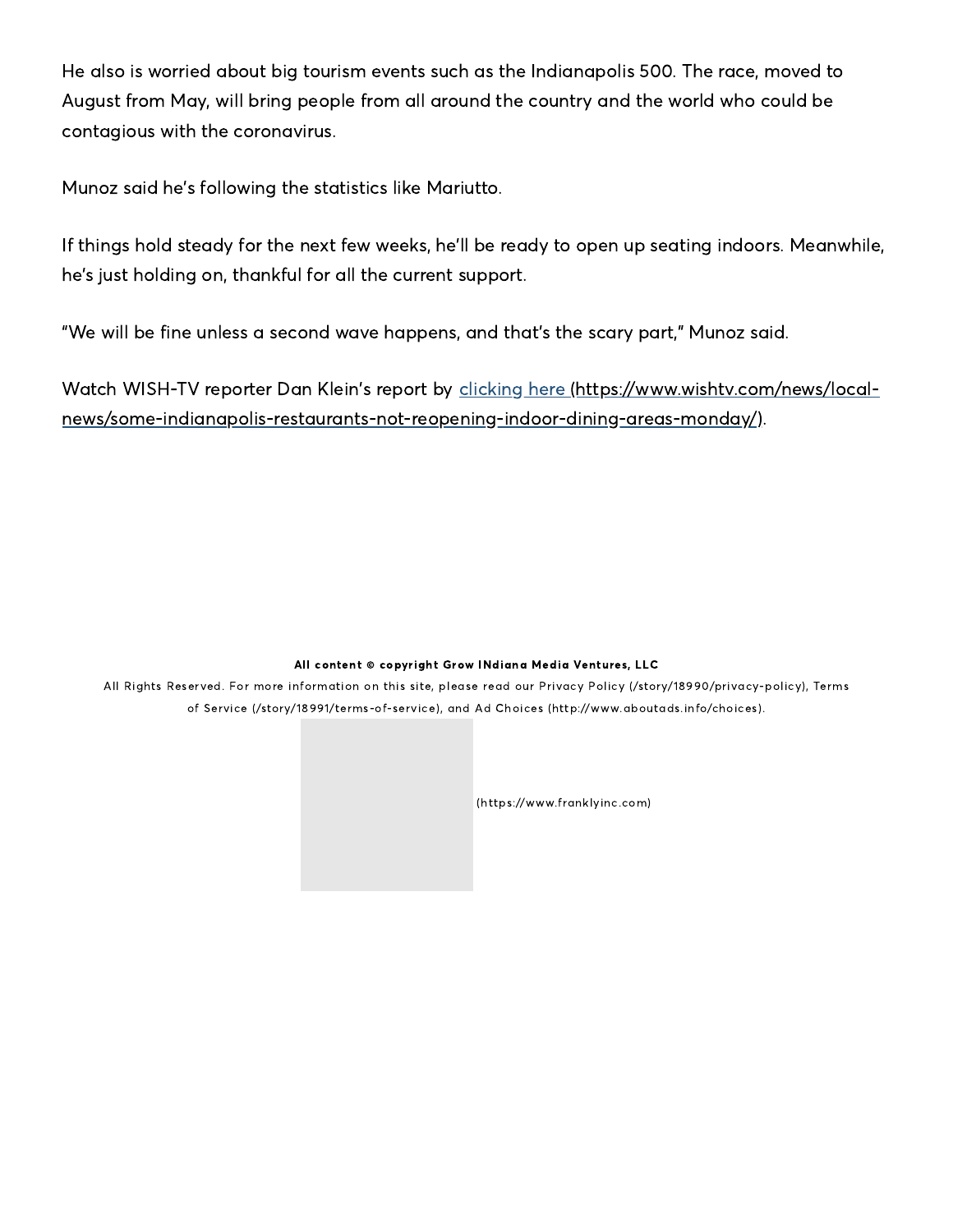He also is worried about big tourism events such as the Indianapolis 500. The race, moved to August from May, will bring people from all around the country and the world who could be contagious with the coronavirus.

Munoz said he's following the statistics like Mariutto.

If things hold steady for the next few weeks, he'll be ready to open up seating indoors. Meanwhile, he's just holding on, thankful for all the current support.

"We will be fine unless a second wave happens, and that's the scary part," Munoz said.

Watch WISH-TV reporter Dan Klein's report by clicking here (https://www.wishtv.com/news/local-news/some-indianapolis-restaurants-not-reopening-indoor-dining-areas-monday/).

**All content © copyright Grow INdiana Media Ventures, LLC**

All Rights Reserved. For more information on this site, please read our Privacy Policy (/story/18990/privacy-policy), Terms of Service (/story/18991/terms-of-service), and Ad Choices (http://www.aboutads.info/choices).

(https://www.franklyinc.com)